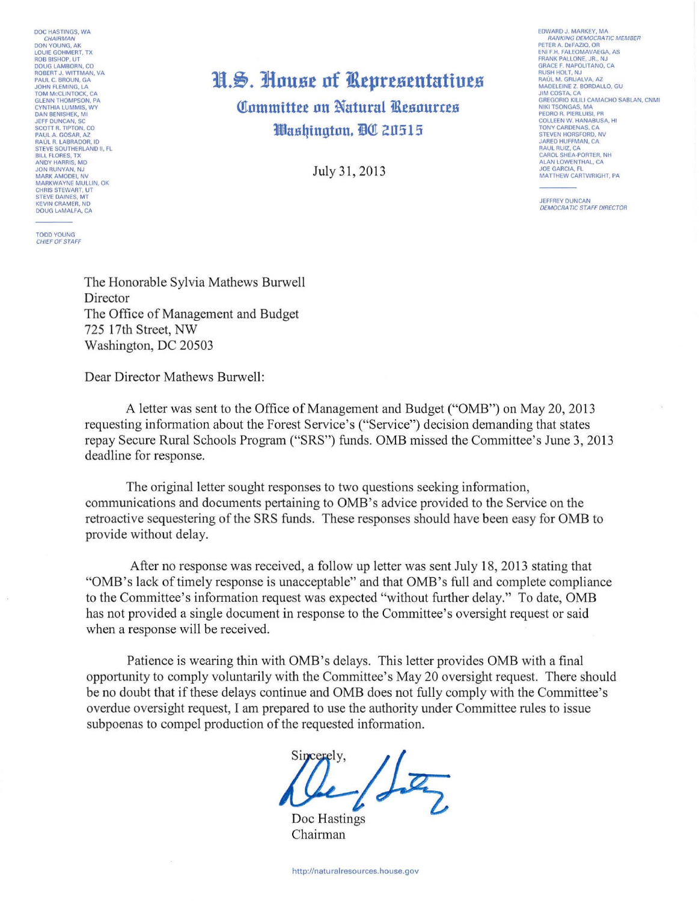DOC HASTINGS, WA
*CHAIRMAN*
DON YOUNG, AK
LOUIE GOHMERT, TX
ROB BISHOP, UT
DOUG LAMBORN, CO
ROBERT J. WITTMAN, VA
PAUL C. BROUN, GA
JOHN FLEMING, LA
TOM McCLINTOCK, CA
GLENN THOMPSON, PA
CYNTHIA LUMMIS, WY
DAN BENISHEK, MI
JEFF DUNCAN, SC
SCOTT R. TIPTON, CO
PAUL A. GOSAR, AZ
RAÚL R. LABRADOR, ID
STEVE SOUTHERLAND II, FL
BILL FLORES, TX
ANDY HARRIS, MD
JON RUNYAN, NJ
MARK AMODEI, NV
MARKWAYNE MULLIN, OK
CHRIS STEWART, UT
STEVE DAINES, MT
KEVIN CRAMER, ND
DOUG LaMALFA, CA

TODD YOUNG
*CHIEF OF STAFF*

# U.S. House of Representatives

## Committee on Natural Resources

### Washington, DC 20515

EDWARD J. MARKEY, MA
*RANKING DEMOCRATIC MEMBER*
PETER A. DeFAZIO, OR
ENI F.H. FALEOMAVAEGA, AS
FRANK PALLONE, JR., NJ
GRACE F. NAPOLITANO, CA
RUSH HOLT, NJ
RAÚL M. GRIJALVA, AZ
MADELEINE Z. BORDALLO, GU
JIM COSTA, CA
GREGORIO KILILI CAMACHO SABLAN, CNMI
NIKI TSONGAS, MA
PEDRO R. PIERLUISI, PR
COLLEEN W. HANABUSA, HI
TONY CARDENAS, CA
STEVEN HORSFORD, NV
JARED HUFFMAN, CA
RAUL RUIZ, CA
CAROL SHEA-PORTER, NH
ALAN LOWENTHAL, CA
JOE GARCIA, FL
MATTHEW CARTWRIGHT, PA

JEFFREY DUNCAN
*DEMOCRATIC STAFF DIRECTOR*

July 31, 2013

The Honorable Sylvia Mathews Burwell
Director
The Office of Management and Budget
725 17th Street, NW
Washington, DC 20503

Dear Director Mathews Burwell:

A letter was sent to the Office of Management and Budget ("OMB") on May 20, 2013 requesting information about the Forest Service's ("Service") decision demanding that states repay Secure Rural Schools Program ("SRS") funds. OMB missed the Committee's June 3, 2013 deadline for response.

The original letter sought responses to two questions seeking information, communications and documents pertaining to OMB's advice provided to the Service on the retroactive sequestering of the SRS funds. These responses should have been easy for OMB to provide without delay.

After no response was received, a follow up letter was sent July 18, 2013 stating that "OMB's lack of timely response is unacceptable" and that OMB's full and complete compliance to the Committee's information request was expected "without further delay." To date, OMB has not provided a single document in response to the Committee's oversight request or said when a response will be received.

Patience is wearing thin with OMB's delays. This letter provides OMB with a final opportunity to comply voluntarily with the Committee's May 20 oversight request. There should be no doubt that if these delays continue and OMB does not fully comply with the Committee's overdue oversight request, I am prepared to use the authority under Committee rules to issue subpoenas to compel production of the requested information.

Sincerely,

Doc Hastings
Chairman

http://naturalresources.house.gov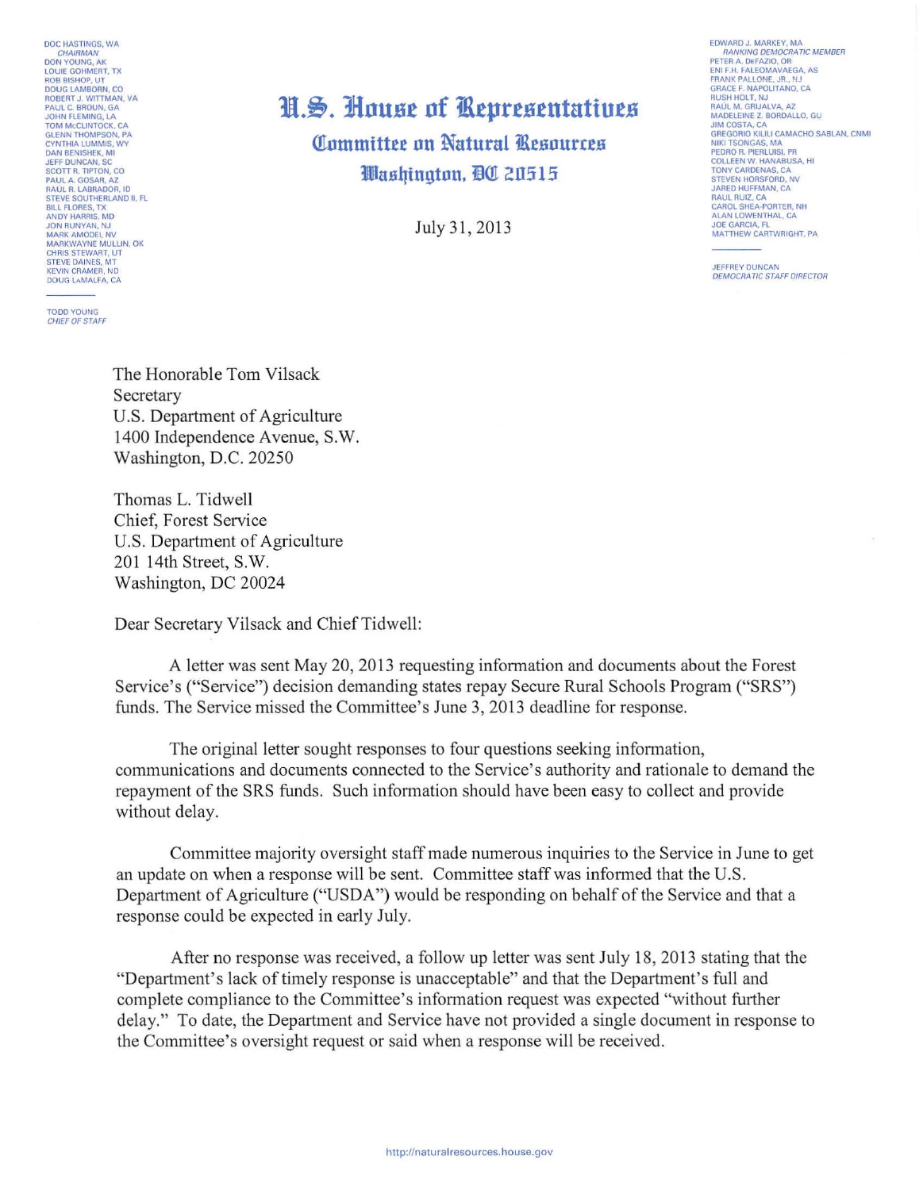DOC HASTINGS, WA
*CHAIRMAN*
DON YOUNG, AK
LOUIE GOHMERT, TX
ROB BISHOP, UT
DOUG LAMBORN, CO
ROBERT J. WITTMAN, VA
PAUL C. BROUN, GA
JOHN FLEMING, LA
TOM McCLINTOCK, CA
GLENN THOMPSON, PA
CYNTHIA LUMMIS, WY
DAN BENISHEK, MI
JEFF DUNCAN, SC
SCOTT R. TIPTON, CO
PAUL A. GOSAR, AZ
RAUL R. LABRADOR, ID
STEVE SOUTHERLAND II, FL
BILL FLORES, TX
ANDY HARRIS, MD
JON RUNYAN, NJ
MARK AMODEI, NV
MARKWAYNE MULLIN, OK
CHRIS STEWART, UT
STEVE DAINES, MT
KEVIN CRAMER, ND
DOUG LaMALFA, CA

TODD YOUNG
*CHIEF OF STAFF*

# U.S. House of Representatives

## Committee on Natural Resources

### Washington, DC 20515

EDWARD J. MARKEY, MA
*RANKING DEMOCRATIC MEMBER*
PETER A. DeFAZIO, OR
ENI F.H. FALEOMAVAEGA, AS
FRANK PALLONE, JR., NJ
GRACE F. NAPOLITANO, CA
RUSH HOLT, NJ
RAÚL M. GRIJALVA, AZ
MADELEINE Z. BORDALLO, GU
JIM COSTA, CA
GREGORIO KILILI CAMACHO SABLAN, CNMI
NIKI TSONGAS, MA
PEDRO R. PIERLUISI, PR
COLLEEN W. HANABUSA, HI
TONY CARDENAS, CA
STEVEN HORSFORD, NV
JARED HUFFMAN, CA
RAUL RUIZ, CA
CAROL SHEA-PORTER, NH
ALAN LOWENTHAL, CA
JOE GARCIA, FL
MATTHEW CARTWRIGHT, PA

JEFFREY DUNCAN
*DEMOCRATIC STAFF DIRECTOR*

July 31, 2013

The Honorable Tom Vilsack
Secretary
U.S. Department of Agriculture
1400 Independence Avenue, S.W.
Washington, D.C. 20250

Thomas L. Tidwell
Chief, Forest Service
U.S. Department of Agriculture
201 14th Street, S.W.
Washington, DC 20024

Dear Secretary Vilsack and Chief Tidwell:

A letter was sent May 20, 2013 requesting information and documents about the Forest Service's ("Service") decision demanding states repay Secure Rural Schools Program ("SRS") funds. The Service missed the Committee's June 3, 2013 deadline for response.

The original letter sought responses to four questions seeking information, communications and documents connected to the Service's authority and rationale to demand the repayment of the SRS funds. Such information should have been easy to collect and provide without delay.

Committee majority oversight staff made numerous inquiries to the Service in June to get an update on when a response will be sent. Committee staff was informed that the U.S. Department of Agriculture ("USDA") would be responding on behalf of the Service and that a response could be expected in early July.

After no response was received, a follow up letter was sent July 18, 2013 stating that the "Department's lack of timely response is unacceptable" and that the Department's full and complete compliance to the Committee's information request was expected "without further delay." To date, the Department and Service have not provided a single document in response to the Committee's oversight request or said when a response will be received.

http://naturalresources.house.gov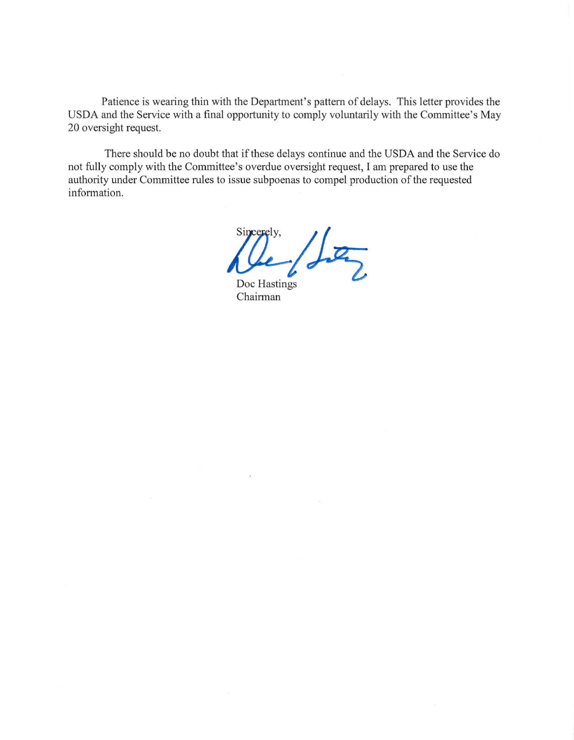Patience is wearing thin with the Department's pattern of delays. This letter provides the USDA and the Service with a final opportunity to comply voluntarily with the Committee's May 20 oversight request.

There should be no doubt that if these delays continue and the USDA and the Service do not fully comply with the Committee's overdue oversight request, I am prepared to use the authority under Committee rules to issue subpoenas to compel production of the requested information.

Sincerely,

Doc Hastings
Chairman